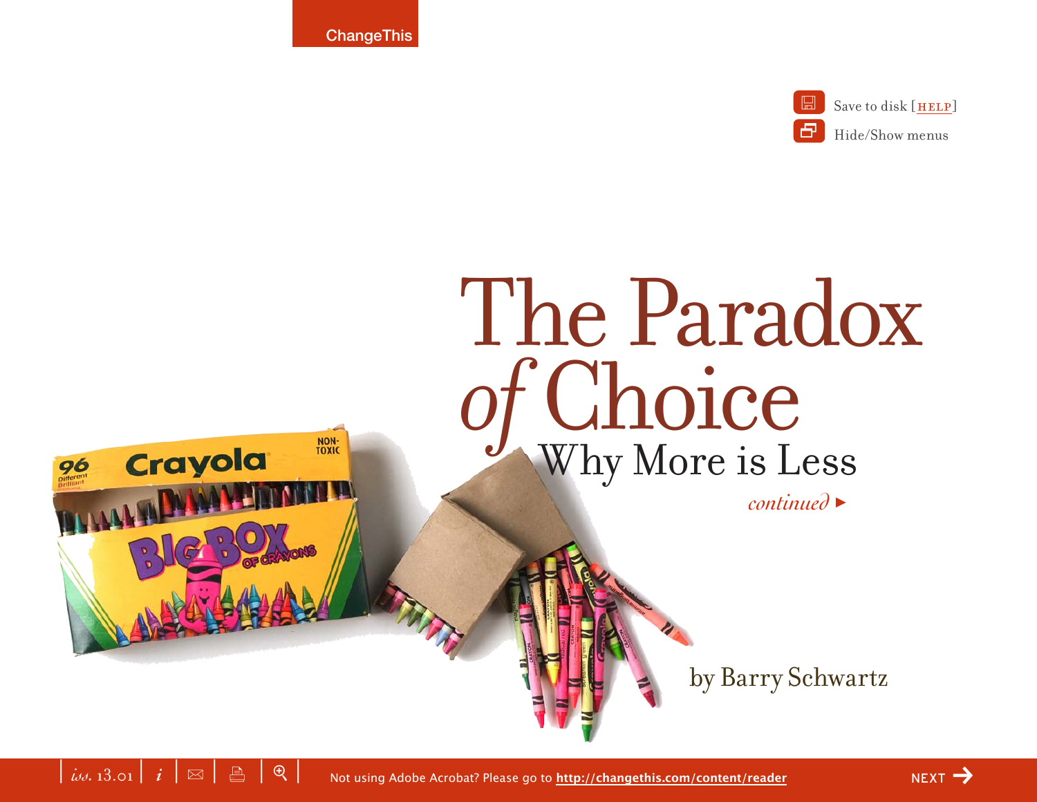# The Paradox *of* Choice

## Why More is Less

*continued* ▸

by Barry Schwartz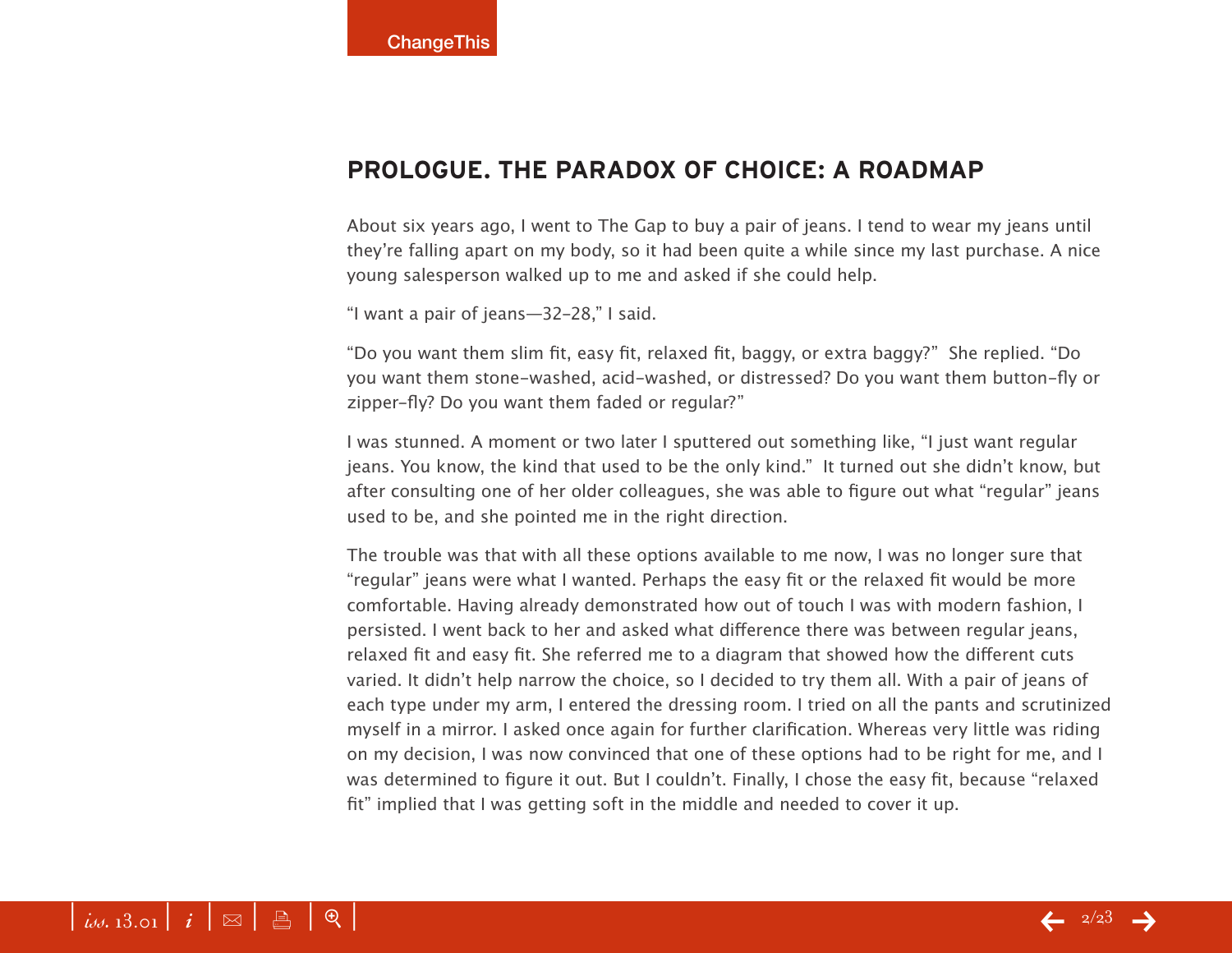## PROLOGUE. THE PARADOX OF CHOICE: A ROADMAP

About six years ago, I went to The Gap to buy a pair of jeans. I tend to wear my jeans until they're falling apart on my body, so it had been quite a while since my last purchase. A nice young salesperson walked up to me and asked if she could help.

"I want a pair of jeans—32–28," I said.

"Do you want them slim fit, easy fit, relaxed fit, baggy, or extra baggy?" She replied. "Do you want them stone-washed, acid-washed, or distressed? Do you want them button-fly or zipper-fly? Do you want them faded or regular?"

I was stunned. A moment or two later I sputtered out something like, "I just want regular jeans. You know, the kind that used to be the only kind." It turned out she didn't know, but after consulting one of her older colleagues, she was able to figure out what "regular" jeans used to be, and she pointed me in the right direction.

The trouble was that with all these options available to me now, I was no longer sure that "regular" jeans were what I wanted. Perhaps the easy fit or the relaxed fit would be more comfortable. Having already demonstrated how out of touch I was with modern fashion, I persisted. I went back to her and asked what difference there was between regular jeans, relaxed fit and easy fit. She referred me to a diagram that showed how the different cuts varied. It didn't help narrow the choice, so I decided to try them all. With a pair of jeans of each type under my arm, I entered the dressing room. I tried on all the pants and scrutinized myself in a mirror. I asked once again for further clarification. Whereas very little was riding on my decision, I was now convinced that one of these options had to be right for me, and I was determined to figure it out. But I couldn't. Finally, I chose the easy fit, because "relaxed fit" implied that I was getting soft in the middle and needed to cover it up.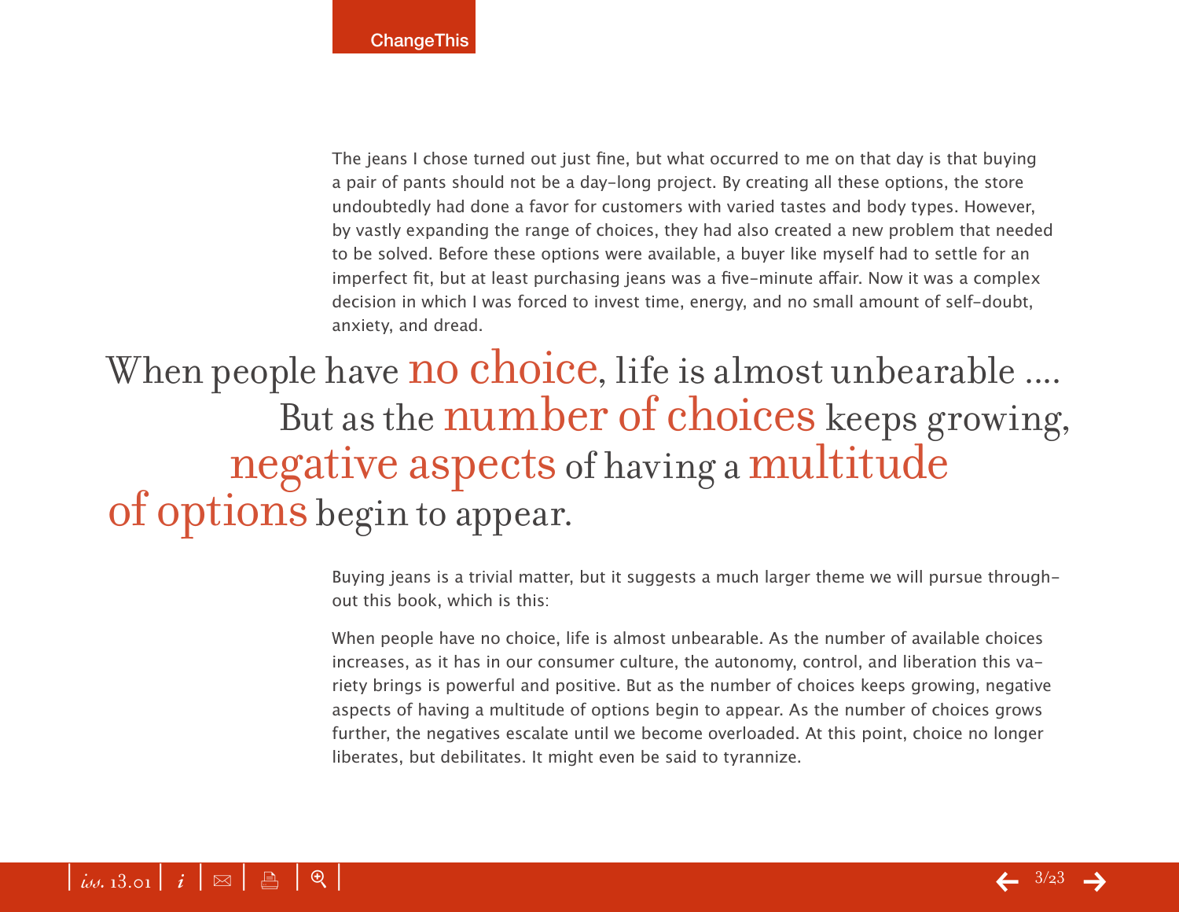The jeans I chose turned out just fine, but what occurred to me on that day is that buying a pair of pants should not be a day-long project. By creating all these options, the store undoubtedly had done a favor for customers with varied tastes and body types. However, by vastly expanding the range of choices, they had also created a new problem that needed to be solved. Before these options were available, a buyer like myself had to settle for an imperfect fit, but at least purchasing jeans was a five-minute affair. Now it was a complex decision in which I was forced to invest time, energy, and no small amount of self-doubt, anxiety, and dread.

> When people have no choice, life is almost unbearable .... But as the number of choices keeps growing, negative aspects of having a multitude of options begin to appear.

Buying jeans is a trivial matter, but it suggests a much larger theme we will pursue throughout this book, which is this:

When people have no choice, life is almost unbearable. As the number of available choices increases, as it has in our consumer culture, the autonomy, control, and liberation this variety brings is powerful and positive. But as the number of choices keeps growing, negative aspects of having a multitude of options begin to appear. As the number of choices grows further, the negatives escalate until we become overloaded. At this point, choice no longer liberates, but debilitates. It might even be said to tyrannize.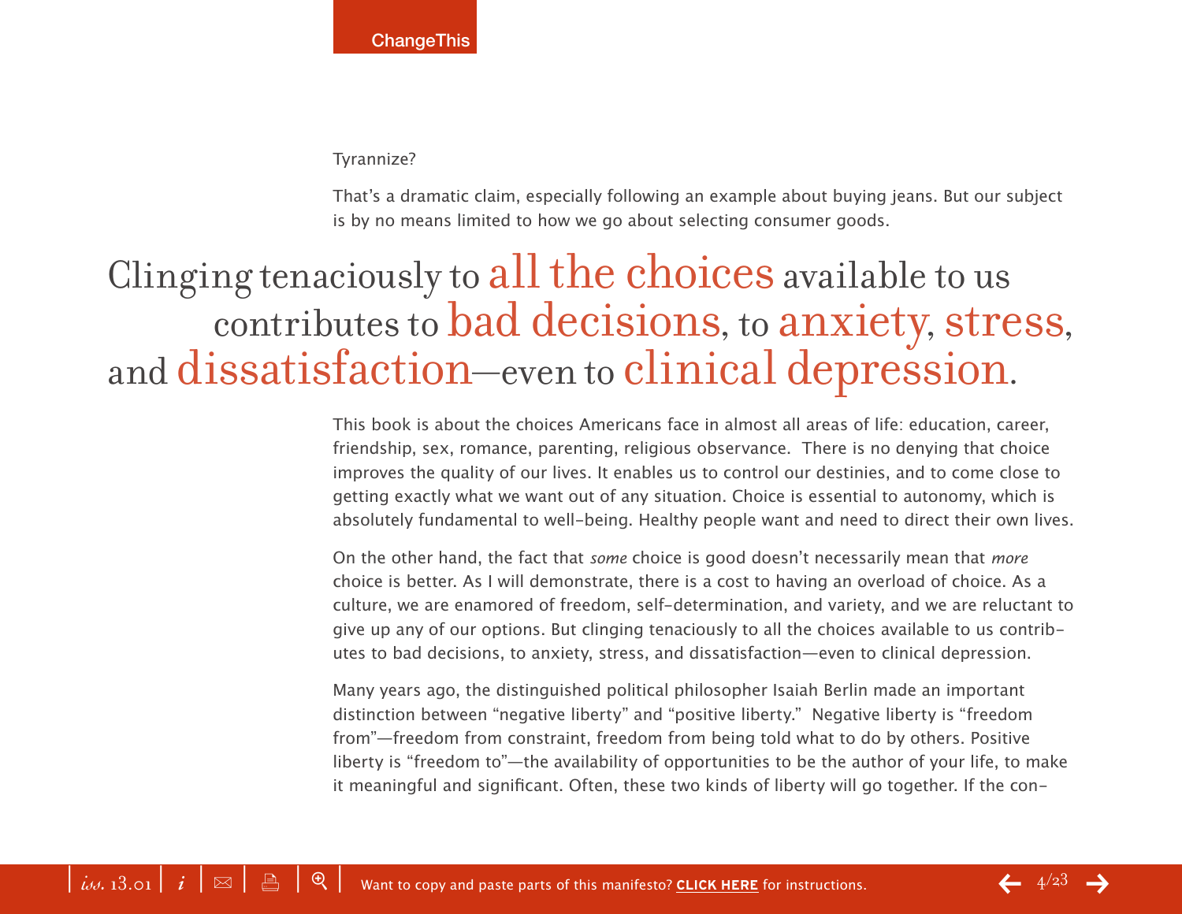Tyrannize?

That's a dramatic claim, especially following an example about buying jeans. But our subject is by no means limited to how we go about selecting consumer goods.

> Clinging tenaciously to all the choices available to us contributes to bad decisions, to anxiety, stress, and dissatisfaction—even to clinical depression.

This book is about the choices Americans face in almost all areas of life: education, career, friendship, sex, romance, parenting, religious observance. There is no denying that choice improves the quality of our lives. It enables us to control our destinies, and to come close to getting exactly what we want out of any situation. Choice is essential to autonomy, which is absolutely fundamental to well-being. Healthy people want and need to direct their own lives.

On the other hand, the fact that *some* choice is good doesn't necessarily mean that *more* choice is better. As I will demonstrate, there is a cost to having an overload of choice. As a culture, we are enamored of freedom, self-determination, and variety, and we are reluctant to give up any of our options. But clinging tenaciously to all the choices available to us contributes to bad decisions, to anxiety, stress, and dissatisfaction—even to clinical depression.

Many years ago, the distinguished political philosopher Isaiah Berlin made an important distinction between "negative liberty" and "positive liberty." Negative liberty is "freedom from"—freedom from constraint, freedom from being told what to do by others. Positive liberty is "freedom to"—the availability of opportunities to be the author of your life, to make it meaningful and significant. Often, these two kinds of liberty will go together. If the con-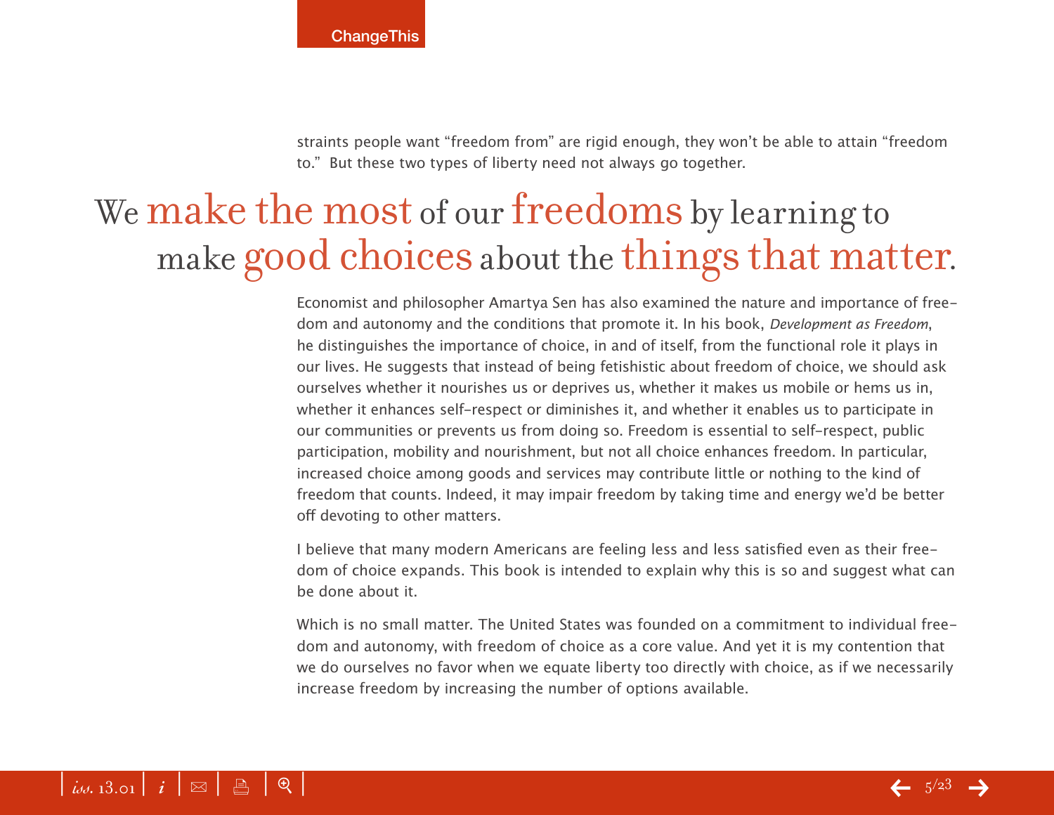straints people want "freedom from" are rigid enough, they won't be able to attain "freedom to." But these two types of liberty need not always go together.

## We make the most of our freedoms by learning to make good choices about the things that matter.

Economist and philosopher Amartya Sen has also examined the nature and importance of freedom and autonomy and the conditions that promote it. In his book, *Development as Freedom*, he distinguishes the importance of choice, in and of itself, from the functional role it plays in our lives. He suggests that instead of being fetishistic about freedom of choice, we should ask ourselves whether it nourishes us or deprives us, whether it makes us mobile or hems us in, whether it enhances self-respect or diminishes it, and whether it enables us to participate in our communities or prevents us from doing so. Freedom is essential to self-respect, public participation, mobility and nourishment, but not all choice enhances freedom. In particular, increased choice among goods and services may contribute little or nothing to the kind of freedom that counts. Indeed, it may impair freedom by taking time and energy we'd be better off devoting to other matters.

I believe that many modern Americans are feeling less and less satisfied even as their freedom of choice expands. This book is intended to explain why this is so and suggest what can be done about it.

Which is no small matter. The United States was founded on a commitment to individual freedom and autonomy, with freedom of choice as a core value. And yet it is my contention that we do ourselves no favor when we equate liberty too directly with choice, as if we necessarily increase freedom by increasing the number of options available.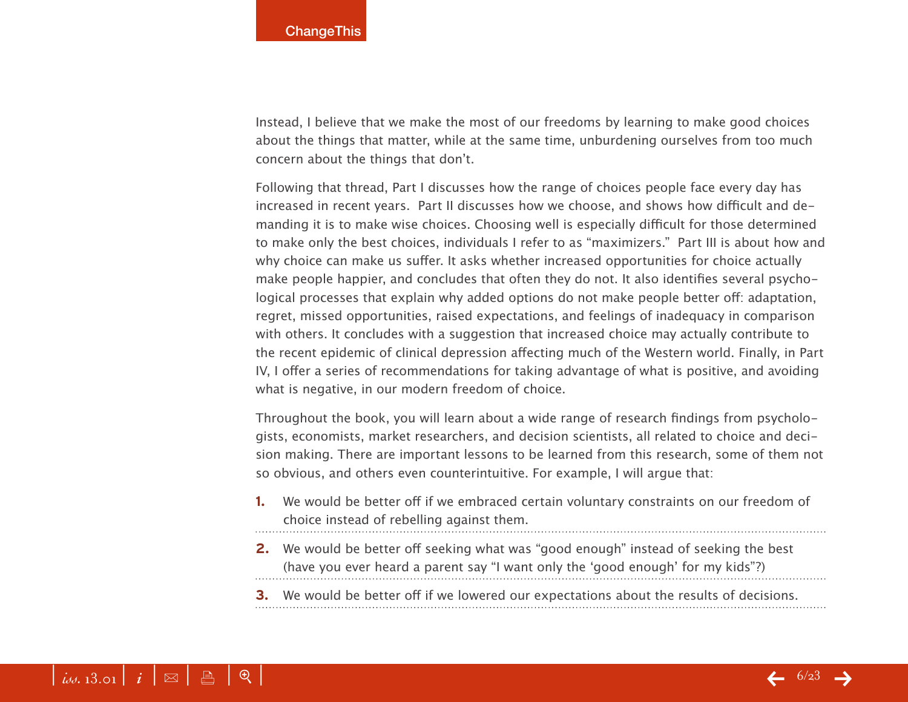Instead, I believe that we make the most of our freedoms by learning to make good choices about the things that matter, while at the same time, unburdening ourselves from too much concern about the things that don't.

Following that thread, Part I discusses how the range of choices people face every day has increased in recent years. Part II discusses how we choose, and shows how difficult and demanding it is to make wise choices. Choosing well is especially difficult for those determined to make only the best choices, individuals I refer to as "maximizers." Part III is about how and why choice can make us suffer. It asks whether increased opportunities for choice actually make people happier, and concludes that often they do not. It also identifies several psychological processes that explain why added options do not make people better off: adaptation, regret, missed opportunities, raised expectations, and feelings of inadequacy in comparison with others. It concludes with a suggestion that increased choice may actually contribute to the recent epidemic of clinical depression affecting much of the Western world. Finally, in Part IV, I offer a series of recommendations for taking advantage of what is positive, and avoiding what is negative, in our modern freedom of choice.

Throughout the book, you will learn about a wide range of research findings from psychologists, economists, market researchers, and decision scientists, all related to choice and decision making. There are important lessons to be learned from this research, some of them not so obvious, and others even counterintuitive. For example, I will argue that:

1. We would be better off if we embraced certain voluntary constraints on our freedom of choice instead of rebelling against them.
2. We would be better off seeking what was "good enough" instead of seeking the best (have you ever heard a parent say "I want only the 'good enough' for my kids"?)
3. We would be better off if we lowered our expectations about the results of decisions.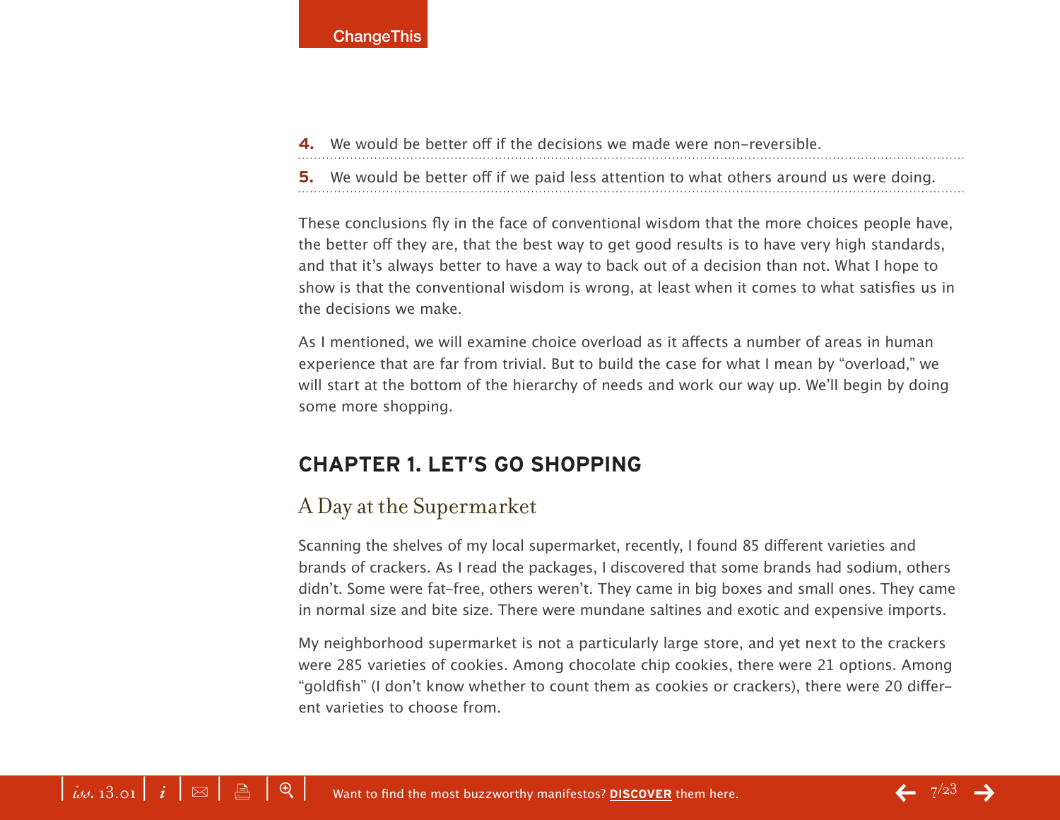4. We would be better off if the decisions we made were non-reversible.
5. We would be better off if we paid less attention to what others around us were doing.

These conclusions fly in the face of conventional wisdom that the more choices people have, the better off they are, that the best way to get good results is to have very high standards, and that it's always better to have a way to back out of a decision than not. What I hope to show is that the conventional wisdom is wrong, at least when it comes to what satisfies us in the decisions we make.

As I mentioned, we will examine choice overload as it affects a number of areas in human experience that are far from trivial. But to build the case for what I mean by "overload," we will start at the bottom of the hierarchy of needs and work our way up. We'll begin by doing some more shopping.

## CHAPTER 1. LET'S GO SHOPPING

### A Day at the Supermarket

Scanning the shelves of my local supermarket, recently, I found 85 different varieties and brands of crackers. As I read the packages, I discovered that some brands had sodium, others didn't. Some were fat-free, others weren't. They came in big boxes and small ones. They came in normal size and bite size. There were mundane saltines and exotic and expensive imports.

My neighborhood supermarket is not a particularly large store, and yet next to the crackers were 285 varieties of cookies. Among chocolate chip cookies, there were 21 options. Among "goldfish" (I don't know whether to count them as cookies or crackers), there were 20 different varieties to choose from.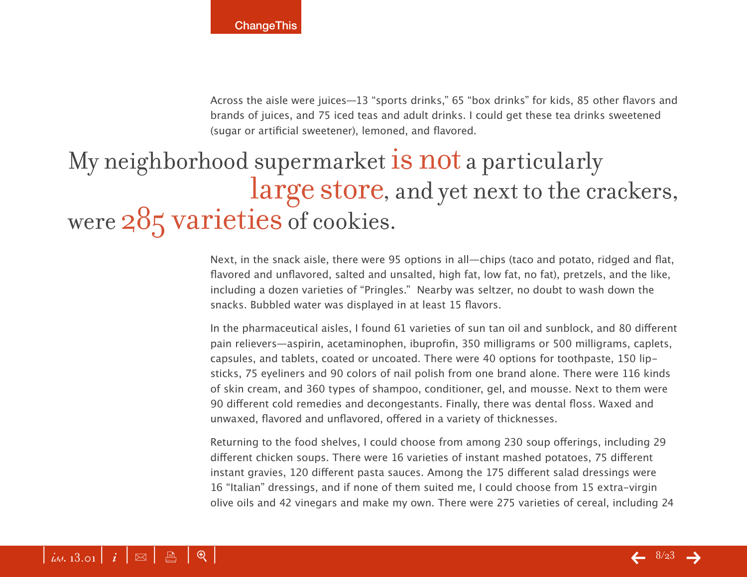Across the aisle were juices—13 "sports drinks," 65 "box drinks" for kids, 85 other flavors and brands of juices, and 75 iced teas and adult drinks. I could get these tea drinks sweetened (sugar or artificial sweetener), lemoned, and flavored.

> My neighborhood supermarket **is not** a particularly **large store**, and yet next to the crackers, were **285 varieties** of cookies.

Next, in the snack aisle, there were 95 options in all—chips (taco and potato, ridged and flat, flavored and unflavored, salted and unsalted, high fat, low fat, no fat), pretzels, and the like, including a dozen varieties of "Pringles." Nearby was seltzer, no doubt to wash down the snacks. Bubbled water was displayed in at least 15 flavors.

In the pharmaceutical aisles, I found 61 varieties of sun tan oil and sunblock, and 80 different pain relievers—aspirin, acetaminophen, ibuprofin, 350 milligrams or 500 milligrams, caplets, capsules, and tablets, coated or uncoated. There were 40 options for toothpaste, 150 lipsticks, 75 eyeliners and 90 colors of nail polish from one brand alone. There were 116 kinds of skin cream, and 360 types of shampoo, conditioner, gel, and mousse. Next to them were 90 different cold remedies and decongestants. Finally, there was dental floss. Waxed and unwaxed, flavored and unflavored, offered in a variety of thicknesses.

Returning to the food shelves, I could choose from among 230 soup offerings, including 29 different chicken soups. There were 16 varieties of instant mashed potatoes, 75 different instant gravies, 120 different pasta sauces. Among the 175 different salad dressings were 16 "Italian" dressings, and if none of them suited me, I could choose from 15 extra-virgin olive oils and 42 vinegars and make my own. There were 275 varieties of cereal, including 24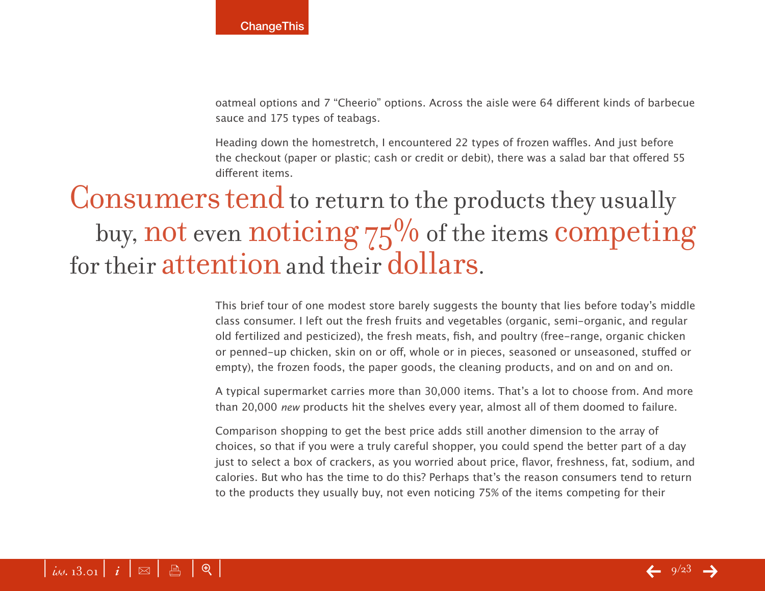oatmeal options and 7 “Cheerio” options. Across the aisle were 64 different kinds of barbecue sauce and 175 types of teabags.

Heading down the homestretch, I encountered 22 types of frozen waffles. And just before the checkout (paper or plastic; cash or credit or debit), there was a salad bar that offered 55 different items.

> Consumers tend to return to the products they usually buy, not even noticing 75% of the items competing for their attention and their dollars.

This brief tour of one modest store barely suggests the bounty that lies before today’s middle class consumer. I left out the fresh fruits and vegetables (organic, semi-organic, and regular old fertilized and pesticized), the fresh meats, fish, and poultry (free-range, organic chicken or penned-up chicken, skin on or off, whole or in pieces, seasoned or unseasoned, stuffed or empty), the frozen foods, the paper goods, the cleaning products, and on and on and on.

A typical supermarket carries more than 30,000 items. That’s a lot to choose from. And more than 20,000 *new* products hit the shelves every year, almost all of them doomed to failure.

Comparison shopping to get the best price adds still another dimension to the array of choices, so that if you were a truly careful shopper, you could spend the better part of a day just to select a box of crackers, as you worried about price, flavor, freshness, fat, sodium, and calories. But who has the time to do this? Perhaps that’s the reason consumers tend to return to the products they usually buy, not even noticing 75% of the items competing for their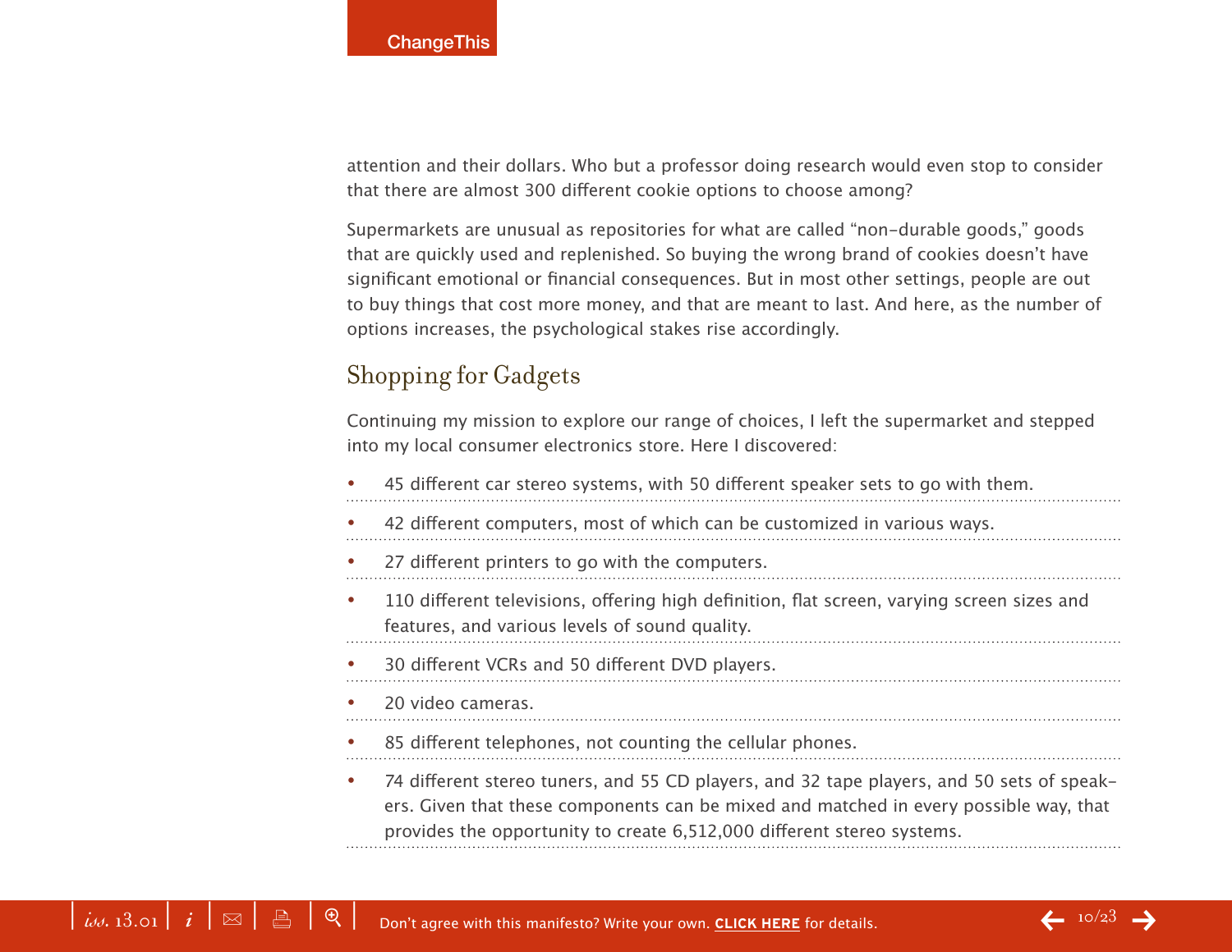attention and their dollars. Who but a professor doing research would even stop to consider that there are almost 300 different cookie options to choose among?

Supermarkets are unusual as repositories for what are called "non-durable goods," goods that are quickly used and replenished. So buying the wrong brand of cookies doesn't have significant emotional or financial consequences. But in most other settings, people are out to buy things that cost more money, and that are meant to last. And here, as the number of options increases, the psychological stakes rise accordingly.

## Shopping for Gadgets

Continuing my mission to explore our range of choices, I left the supermarket and stepped into my local consumer electronics store. Here I discovered:

- 45 different car stereo systems, with 50 different speaker sets to go with them.
- 42 different computers, most of which can be customized in various ways.
- 27 different printers to go with the computers.
- 110 different televisions, offering high definition, flat screen, varying screen sizes and features, and various levels of sound quality.
- 30 different VCRs and 50 different DVD players.
- 20 video cameras.
- 85 different telephones, not counting the cellular phones.
- 74 different stereo tuners, and 55 CD players, and 32 tape players, and 50 sets of speakers. Given that these components can be mixed and matched in every possible way, that provides the opportunity to create 6,512,000 different stereo systems.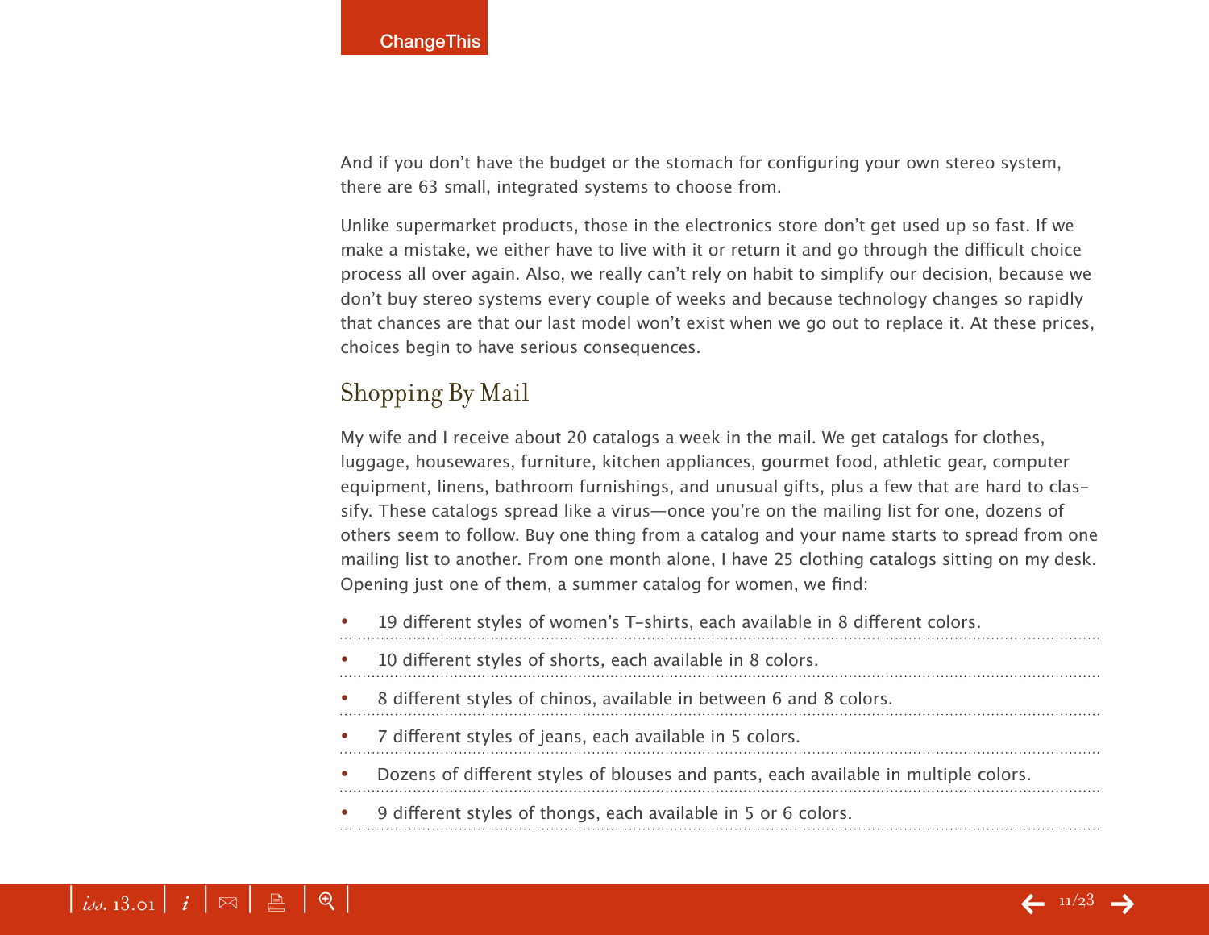And if you don't have the budget or the stomach for configuring your own stereo system, there are 63 small, integrated systems to choose from.

Unlike supermarket products, those in the electronics store don't get used up so fast. If we make a mistake, we either have to live with it or return it and go through the difficult choice process all over again. Also, we really can't rely on habit to simplify our decision, because we don't buy stereo systems every couple of weeks and because technology changes so rapidly that chances are that our last model won't exist when we go out to replace it. At these prices, choices begin to have serious consequences.

## Shopping By Mail

My wife and I receive about 20 catalogs a week in the mail. We get catalogs for clothes, luggage, housewares, furniture, kitchen appliances, gourmet food, athletic gear, computer equipment, linens, bathroom furnishings, and unusual gifts, plus a few that are hard to classify. These catalogs spread like a virus—once you're on the mailing list for one, dozens of others seem to follow. Buy one thing from a catalog and your name starts to spread from one mailing list to another. From one month alone, I have 25 clothing catalogs sitting on my desk. Opening just one of them, a summer catalog for women, we find:

- 19 different styles of women's T-shirts, each available in 8 different colors.
- 10 different styles of shorts, each available in 8 colors.
- 8 different styles of chinos, available in between 6 and 8 colors.
- 7 different styles of jeans, each available in 5 colors.
- Dozens of different styles of blouses and pants, each available in multiple colors.
- 9 different styles of thongs, each available in 5 or 6 colors.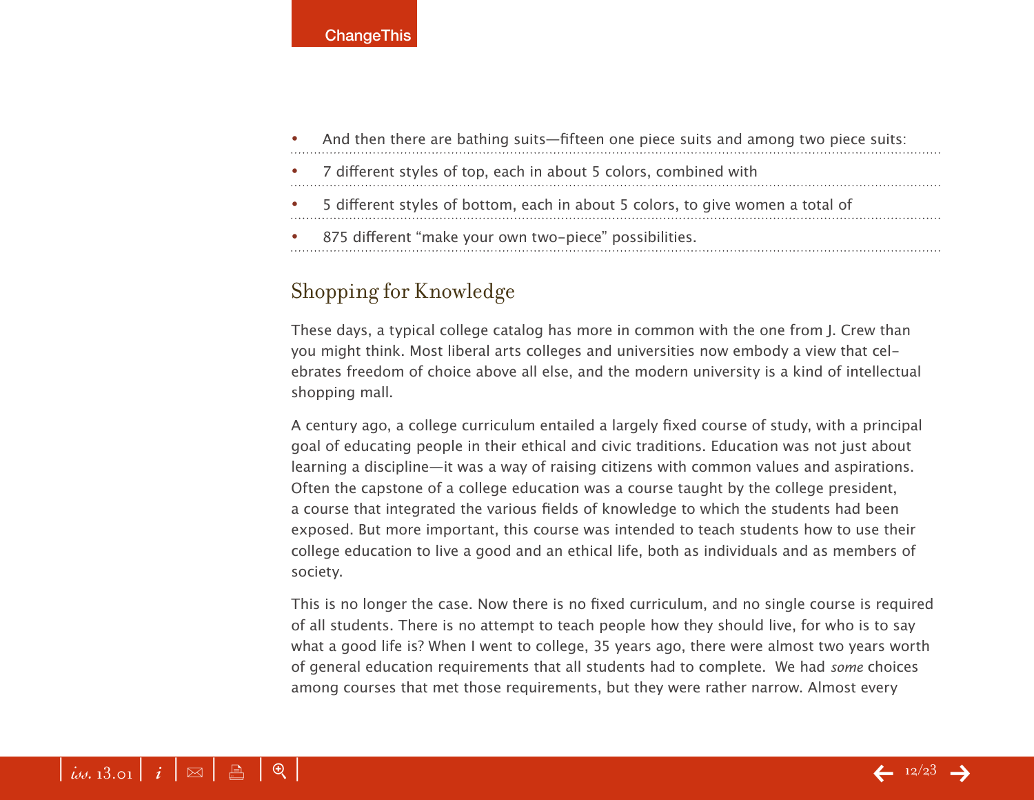- And then there are bathing suits—fifteen one piece suits and among two piece suits:
- 7 different styles of top, each in about 5 colors, combined with
- 5 different styles of bottom, each in about 5 colors, to give women a total of
- 875 different “make your own two-piece” possibilities.

## Shopping for Knowledge

These days, a typical college catalog has more in common with the one from J. Crew than you might think. Most liberal arts colleges and universities now embody a view that celebrates freedom of choice above all else, and the modern university is a kind of intellectual shopping mall.

A century ago, a college curriculum entailed a largely fixed course of study, with a principal goal of educating people in their ethical and civic traditions. Education was not just about learning a discipline—it was a way of raising citizens with common values and aspirations. Often the capstone of a college education was a course taught by the college president, a course that integrated the various fields of knowledge to which the students had been exposed. But more important, this course was intended to teach students how to use their college education to live a good and an ethical life, both as individuals and as members of society.

This is no longer the case. Now there is no fixed curriculum, and no single course is required of all students. There is no attempt to teach people how they should live, for who is to say what a good life is? When I went to college, 35 years ago, there were almost two years worth of general education requirements that all students had to complete. We had *some* choices among courses that met those requirements, but they were rather narrow. Almost every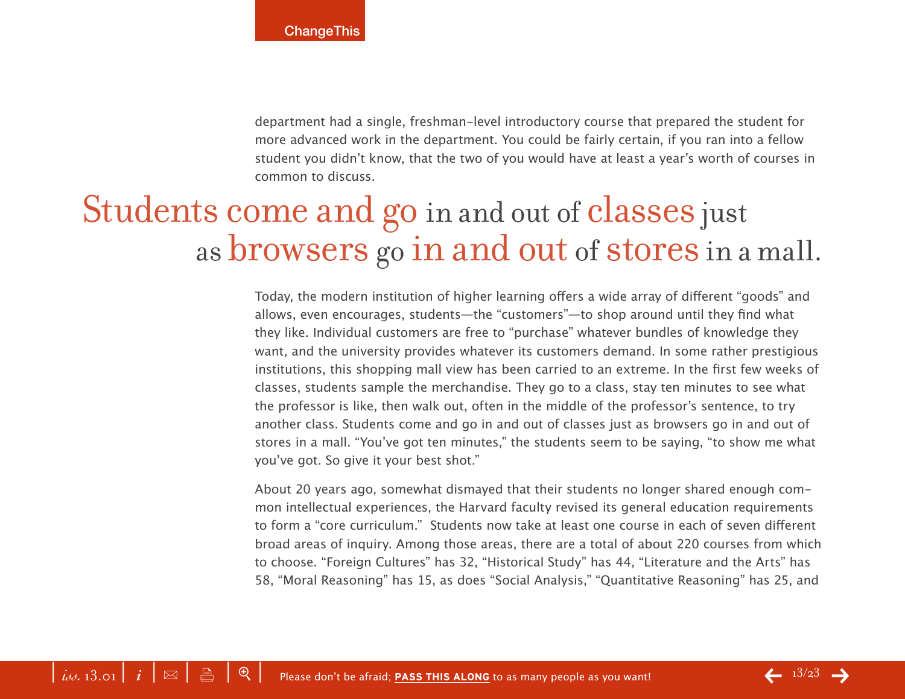department had a single, freshman-level introductory course that prepared the student for more advanced work in the department. You could be fairly certain, if you ran into a fellow student you didn't know, that the two of you would have at least a year's worth of courses in common to discuss.

> Students come and go in and out of classes just as browsers go in and out of stores in a mall.

Today, the modern institution of higher learning offers a wide array of different "goods" and allows, even encourages, students—the "customers"—to shop around until they find what they like. Individual customers are free to "purchase" whatever bundles of knowledge they want, and the university provides whatever its customers demand. In some rather prestigious institutions, this shopping mall view has been carried to an extreme. In the first few weeks of classes, students sample the merchandise. They go to a class, stay ten minutes to see what the professor is like, then walk out, often in the middle of the professor's sentence, to try another class. Students come and go in and out of classes just as browsers go in and out of stores in a mall. "You've got ten minutes," the students seem to be saying, "to show me what you've got. So give it your best shot."

About 20 years ago, somewhat dismayed that their students no longer shared enough common intellectual experiences, the Harvard faculty revised its general education requirements to form a "core curriculum." Students now take at least one course in each of seven different broad areas of inquiry. Among those areas, there are a total of about 220 courses from which to choose. "Foreign Cultures" has 32, "Historical Study" has 44, "Literature and the Arts" has 58, "Moral Reasoning" has 15, as does "Social Analysis," "Quantitative Reasoning" has 25, and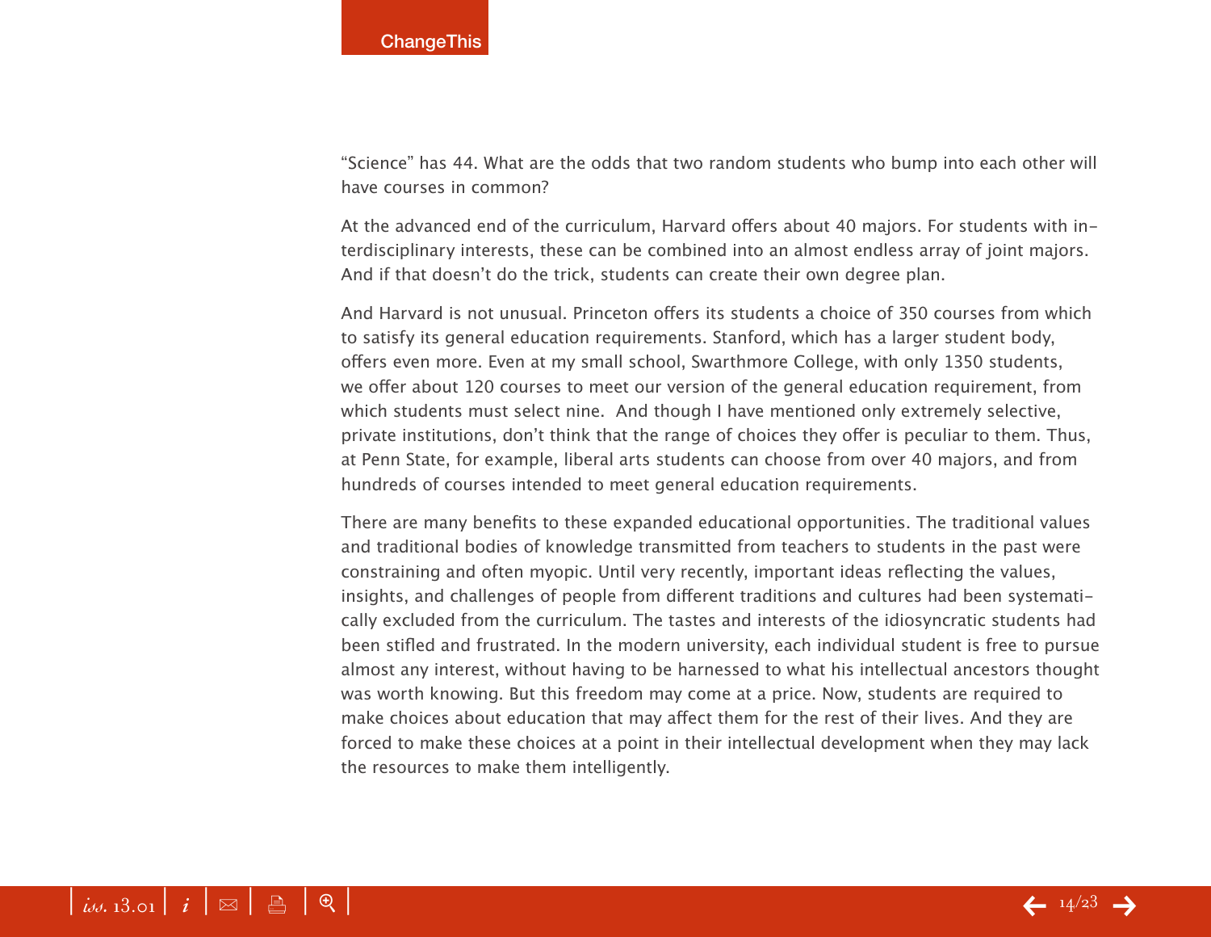"Science" has 44. What are the odds that two random students who bump into each other will have courses in common?

At the advanced end of the curriculum, Harvard offers about 40 majors. For students with interdisciplinary interests, these can be combined into an almost endless array of joint majors. And if that doesn't do the trick, students can create their own degree plan.

And Harvard is not unusual. Princeton offers its students a choice of 350 courses from which to satisfy its general education requirements. Stanford, which has a larger student body, offers even more. Even at my small school, Swarthmore College, with only 1350 students, we offer about 120 courses to meet our version of the general education requirement, from which students must select nine. And though I have mentioned only extremely selective, private institutions, don't think that the range of choices they offer is peculiar to them. Thus, at Penn State, for example, liberal arts students can choose from over 40 majors, and from hundreds of courses intended to meet general education requirements.

There are many benefits to these expanded educational opportunities. The traditional values and traditional bodies of knowledge transmitted from teachers to students in the past were constraining and often myopic. Until very recently, important ideas reflecting the values, insights, and challenges of people from different traditions and cultures had been systematically excluded from the curriculum. The tastes and interests of the idiosyncratic students had been stifled and frustrated. In the modern university, each individual student is free to pursue almost any interest, without having to be harnessed to what his intellectual ancestors thought was worth knowing. But this freedom may come at a price. Now, students are required to make choices about education that may affect them for the rest of their lives. And they are forced to make these choices at a point in their intellectual development when they may lack the resources to make them intelligently.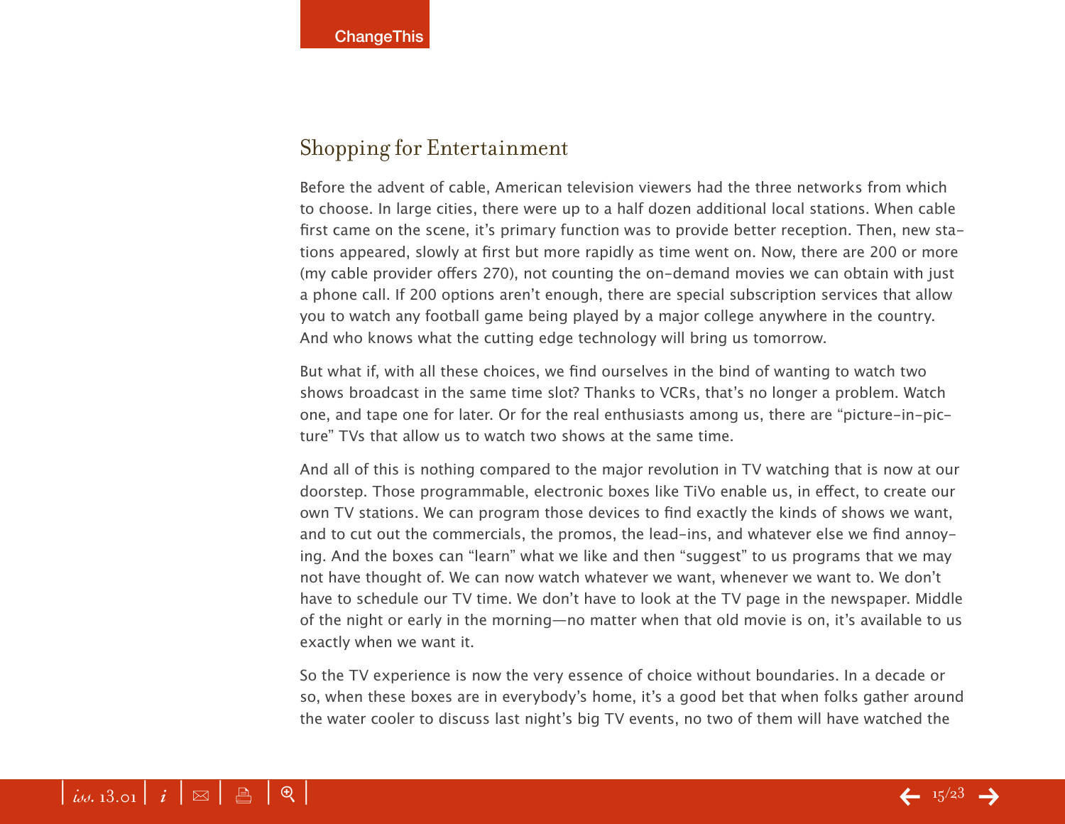## Shopping for Entertainment

Before the advent of cable, American television viewers had the three networks from which to choose. In large cities, there were up to a half dozen additional local stations. When cable first came on the scene, it's primary function was to provide better reception. Then, new stations appeared, slowly at first but more rapidly as time went on. Now, there are 200 or more (my cable provider offers 270), not counting the on-demand movies we can obtain with just a phone call. If 200 options aren't enough, there are special subscription services that allow you to watch any football game being played by a major college anywhere in the country. And who knows what the cutting edge technology will bring us tomorrow.

But what if, with all these choices, we find ourselves in the bind of wanting to watch two shows broadcast in the same time slot? Thanks to VCRs, that's no longer a problem. Watch one, and tape one for later. Or for the real enthusiasts among us, there are "picture-in-picture" TVs that allow us to watch two shows at the same time.

And all of this is nothing compared to the major revolution in TV watching that is now at our doorstep. Those programmable, electronic boxes like TiVo enable us, in effect, to create our own TV stations. We can program those devices to find exactly the kinds of shows we want, and to cut out the commercials, the promos, the lead-ins, and whatever else we find annoying. And the boxes can "learn" what we like and then "suggest" to us programs that we may not have thought of. We can now watch whatever we want, whenever we want to. We don't have to schedule our TV time. We don't have to look at the TV page in the newspaper. Middle of the night or early in the morning—no matter when that old movie is on, it's available to us exactly when we want it.

So the TV experience is now the very essence of choice without boundaries. In a decade or so, when these boxes are in everybody's home, it's a good bet that when folks gather around the water cooler to discuss last night's big TV events, no two of them will have watched the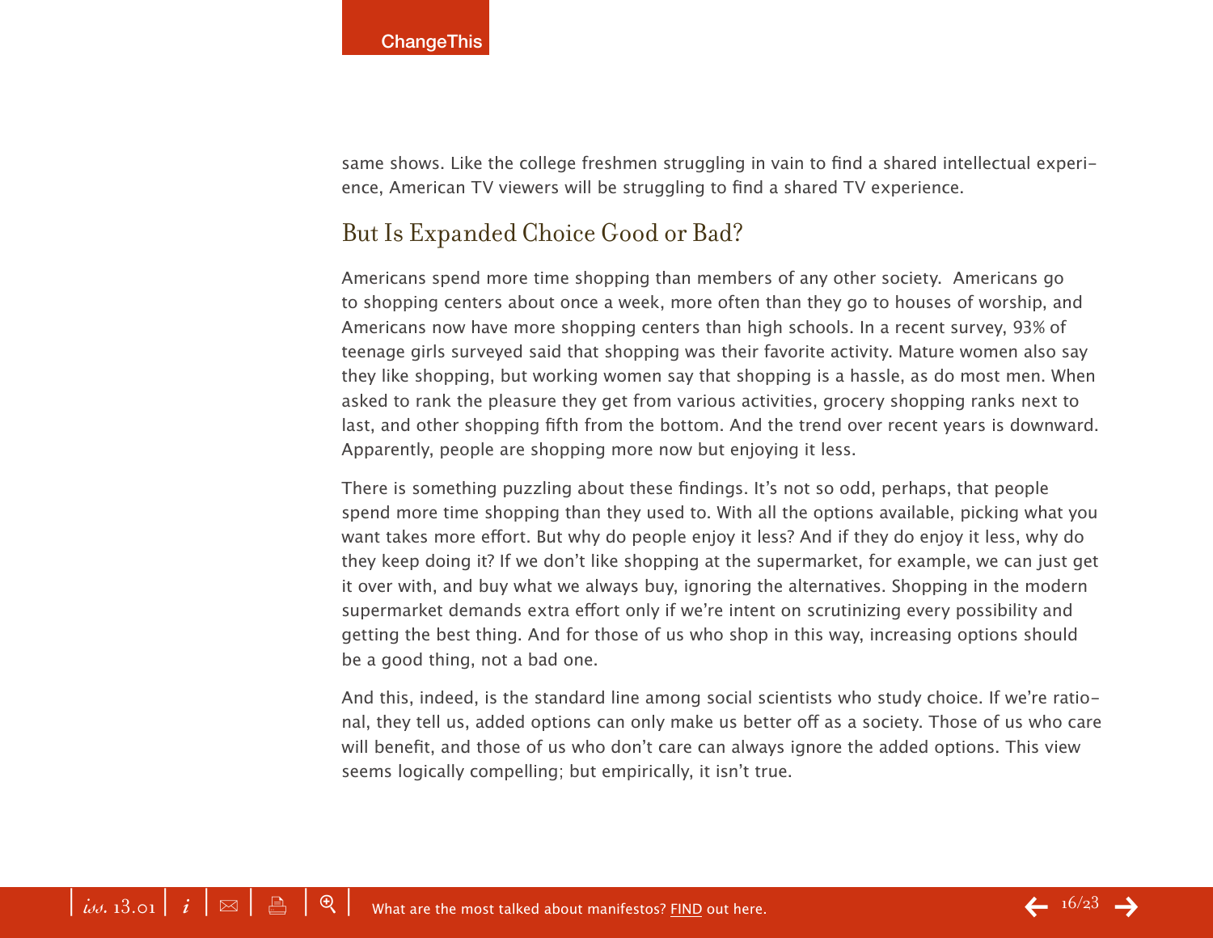same shows. Like the college freshmen struggling in vain to find a shared intellectual experience, American TV viewers will be struggling to find a shared TV experience.

## But Is Expanded Choice Good or Bad?

Americans spend more time shopping than members of any other society.  Americans go to shopping centers about once a week, more often than they go to houses of worship, and Americans now have more shopping centers than high schools. In a recent survey, 93% of teenage girls surveyed said that shopping was their favorite activity. Mature women also say they like shopping, but working women say that shopping is a hassle, as do most men. When asked to rank the pleasure they get from various activities, grocery shopping ranks next to last, and other shopping fifth from the bottom. And the trend over recent years is downward. Apparently, people are shopping more now but enjoying it less.

There is something puzzling about these findings. It's not so odd, perhaps, that people spend more time shopping than they used to. With all the options available, picking what you want takes more effort. But why do people enjoy it less? And if they do enjoy it less, why do they keep doing it? If we don't like shopping at the supermarket, for example, we can just get it over with, and buy what we always buy, ignoring the alternatives. Shopping in the modern supermarket demands extra effort only if we're intent on scrutinizing every possibility and getting the best thing. And for those of us who shop in this way, increasing options should be a good thing, not a bad one.

And this, indeed, is the standard line among social scientists who study choice. If we're rational, they tell us, added options can only make us better off as a society. Those of us who care will benefit, and those of us who don't care can always ignore the added options. This view seems logically compelling; but empirically, it isn't true.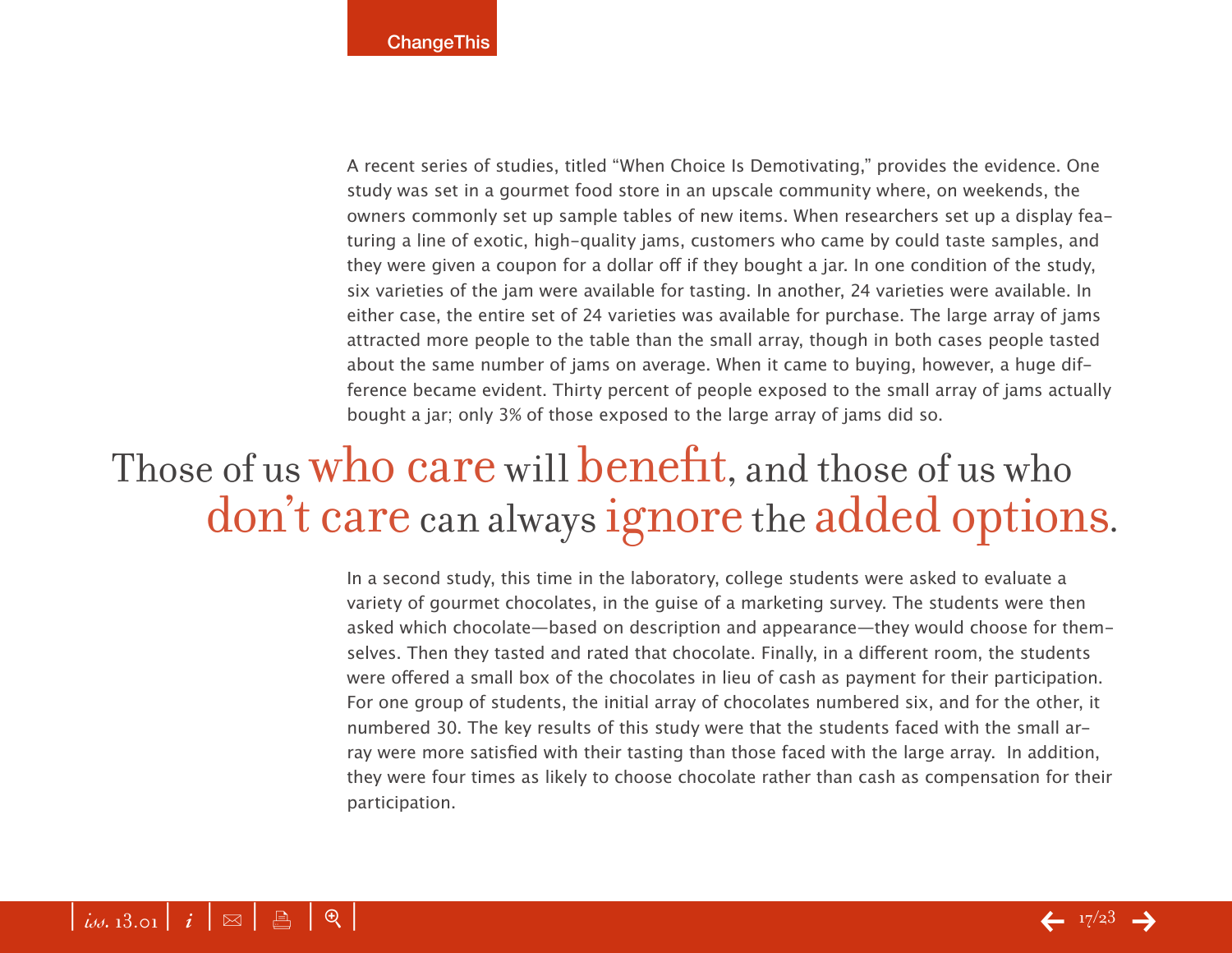A recent series of studies, titled "When Choice Is Demotivating," provides the evidence. One study was set in a gourmet food store in an upscale community where, on weekends, the owners commonly set up sample tables of new items. When researchers set up a display featuring a line of exotic, high-quality jams, customers who came by could taste samples, and they were given a coupon for a dollar off if they bought a jar. In one condition of the study, six varieties of the jam were available for tasting. In another, 24 varieties were available. In either case, the entire set of 24 varieties was available for purchase. The large array of jams attracted more people to the table than the small array, though in both cases people tasted about the same number of jams on average. When it came to buying, however, a huge difference became evident. Thirty percent of people exposed to the small array of jams actually bought a jar; only 3% of those exposed to the large array of jams did so.

> Those of us who care will benefit, and those of us who don't care can always ignore the added options.

In a second study, this time in the laboratory, college students were asked to evaluate a variety of gourmet chocolates, in the guise of a marketing survey. The students were then asked which chocolate—based on description and appearance—they would choose for themselves. Then they tasted and rated that chocolate. Finally, in a different room, the students were offered a small box of the chocolates in lieu of cash as payment for their participation. For one group of students, the initial array of chocolates numbered six, and for the other, it numbered 30. The key results of this study were that the students faced with the small array were more satisfied with their tasting than those faced with the large array. In addition, they were four times as likely to choose chocolate rather than cash as compensation for their participation.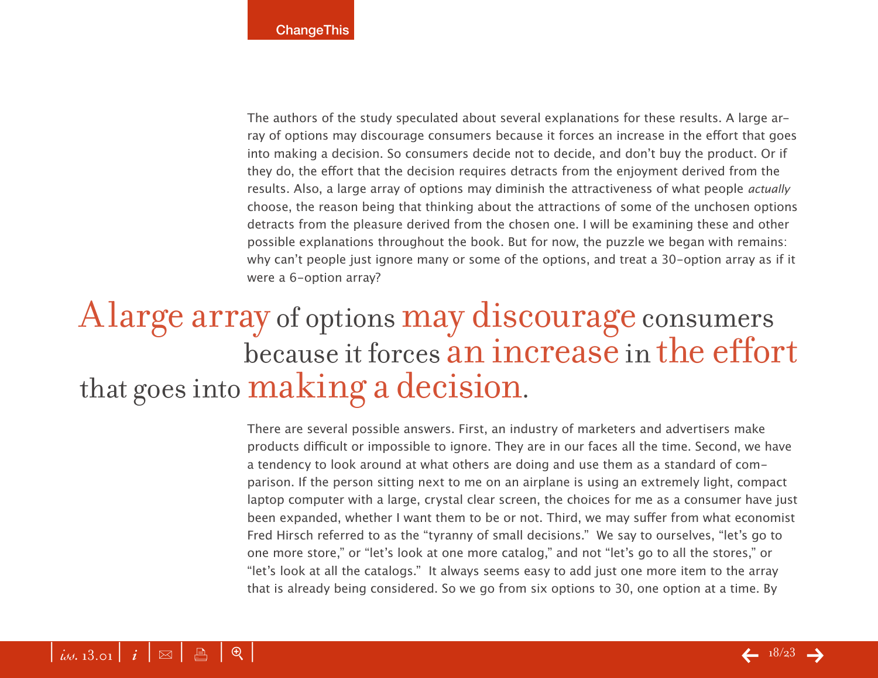The authors of the study speculated about several explanations for these results. A large array of options may discourage consumers because it forces an increase in the effort that goes into making a decision. So consumers decide not to decide, and don't buy the product. Or if they do, the effort that the decision requires detracts from the enjoyment derived from the results. Also, a large array of options may diminish the attractiveness of what people *actually* choose, the reason being that thinking about the attractions of some of the unchosen options detracts from the pleasure derived from the chosen one. I will be examining these and other possible explanations throughout the book. But for now, the puzzle we began with remains: why can't people just ignore many or some of the options, and treat a 30-option array as if it were a 6-option array?

> A large array of options may discourage consumers because it forces an increase in the effort that goes into making a decision.

There are several possible answers. First, an industry of marketers and advertisers make products difficult or impossible to ignore. They are in our faces all the time. Second, we have a tendency to look around at what others are doing and use them as a standard of comparison. If the person sitting next to me on an airplane is using an extremely light, compact laptop computer with a large, crystal clear screen, the choices for me as a consumer have just been expanded, whether I want them to be or not. Third, we may suffer from what economist Fred Hirsch referred to as the "tyranny of small decisions." We say to ourselves, "let's go to one more store," or "let's look at one more catalog," and not "let's go to all the stores," or "let's look at all the catalogs." It always seems easy to add just one more item to the array that is already being considered. So we go from six options to 30, one option at a time. By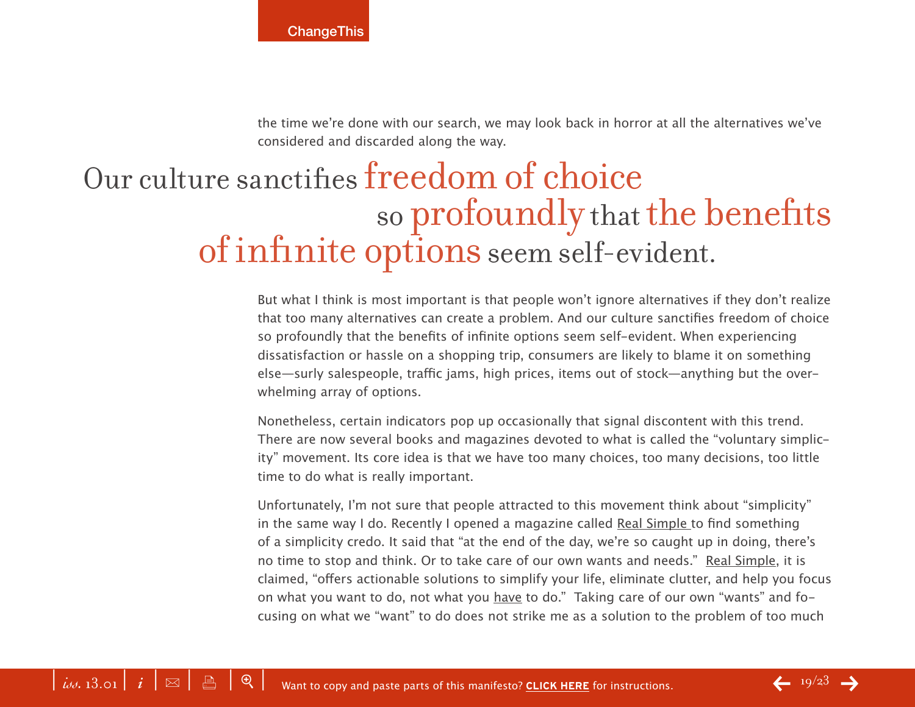the time we're done with our search, we may look back in horror at all the alternatives we've considered and discarded along the way.

> Our culture sanctifies freedom of choice so profoundly that the benefits of infinite options seem self-evident.

But what I think is most important is that people won't ignore alternatives if they don't realize that too many alternatives can create a problem. And our culture sanctifies freedom of choice so profoundly that the benefits of infinite options seem self-evident. When experiencing dissatisfaction or hassle on a shopping trip, consumers are likely to blame it on something else—surly salespeople, traffic jams, high prices, items out of stock—anything but the overwhelming array of options.

Nonetheless, certain indicators pop up occasionally that signal discontent with this trend. There are now several books and magazines devoted to what is called the "voluntary simplicity" movement. Its core idea is that we have too many choices, too many decisions, too little time to do what is really important.

Unfortunately, I'm not sure that people attracted to this movement think about "simplicity" in the same way I do. Recently I opened a magazine called Real Simple to find something of a simplicity credo. It said that "at the end of the day, we're so caught up in doing, there's no time to stop and think. Or to take care of our own wants and needs." Real Simple, it is claimed, "offers actionable solutions to simplify your life, eliminate clutter, and help you focus on what you want to do, not what you *have* to do." Taking care of our own "wants" and focusing on what we "want" to do does not strike me as a solution to the problem of too much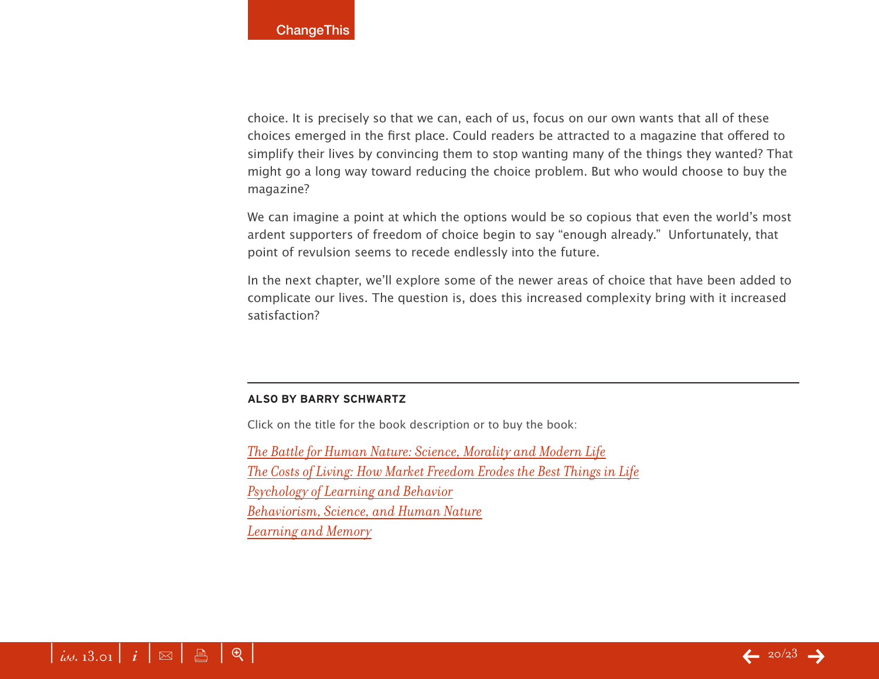choice. It is precisely so that we can, each of us, focus on our own wants that all of these choices emerged in the first place. Could readers be attracted to a magazine that offered to simplify their lives by convincing them to stop wanting many of the things they wanted? That might go a long way toward reducing the choice problem. But who would choose to buy the magazine?

We can imagine a point at which the options would be so copious that even the world's most ardent supporters of freedom of choice begin to say "enough already." Unfortunately, that point of revulsion seems to recede endlessly into the future.

In the next chapter, we'll explore some of the newer areas of choice that have been added to complicate our lives. The question is, does this increased complexity bring with it increased satisfaction?

---

**ALSO BY BARRY SCHWARTZ**

Click on the title for the book description or to buy the book:

*The Battle for Human Nature: Science, Morality and Modern Life*
*The Costs of Living: How Market Freedom Erodes the Best Things in Life*
*Psychology of Learning and Behavior*
*Behaviorism, Science, and Human Nature*
*Learning and Memory*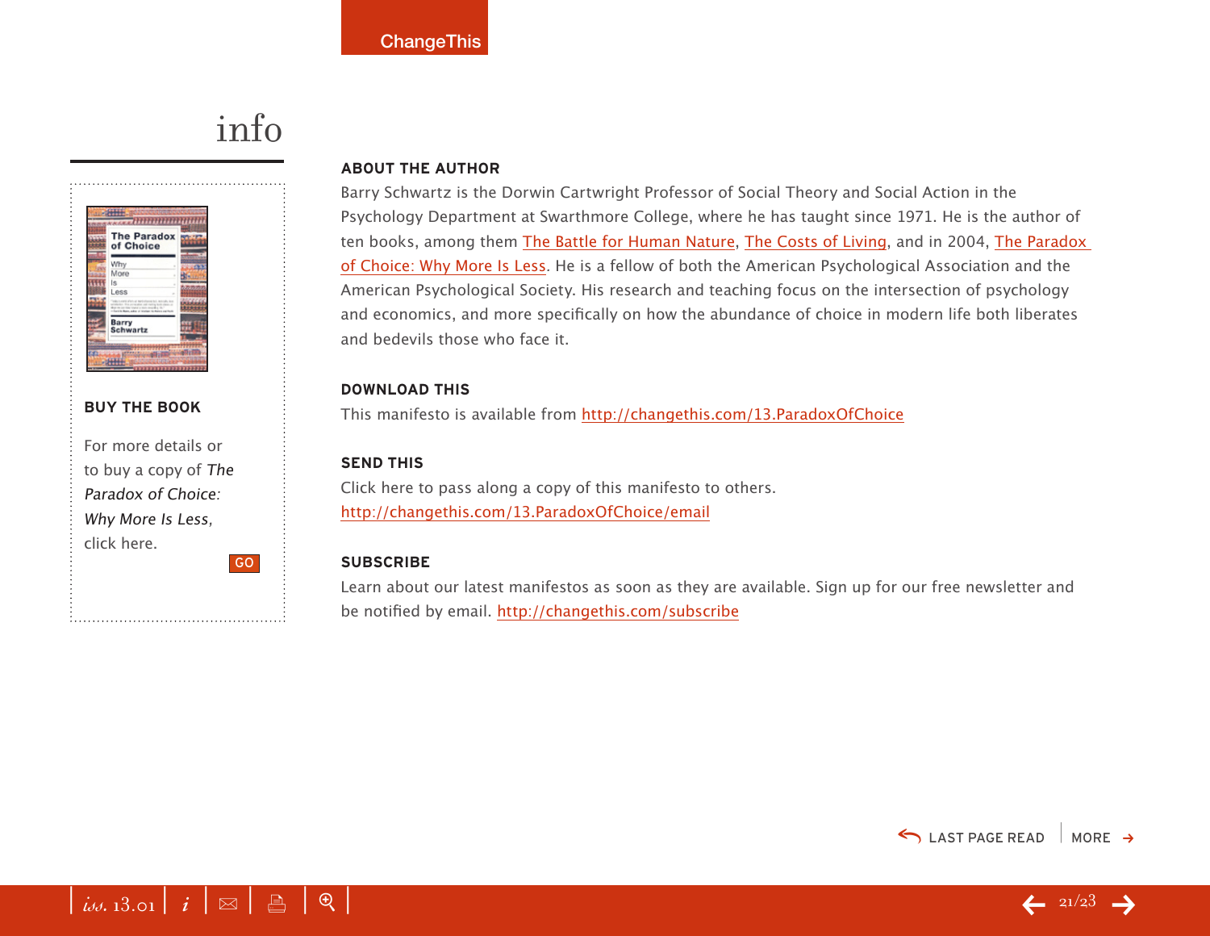# info

**BUY THE BOOK**

For more details or to buy a copy of *The Paradox of Choice: Why More Is Less*, click here.

GO

**ABOUT THE AUTHOR**

Barry Schwartz is the Dorwin Cartwright Professor of Social Theory and Social Action in the Psychology Department at Swarthmore College, where he has taught since 1971. He is the author of ten books, among them The Battle for Human Nature, The Costs of Living, and in 2004, The Paradox of Choice: Why More Is Less. He is a fellow of both the American Psychological Association and the American Psychological Society. His research and teaching focus on the intersection of psychology and economics, and more specifically on how the abundance of choice in modern life both liberates and bedevils those who face it.

**DOWNLOAD THIS**

This manifesto is available from http://changethis.com/13.ParadoxOfChoice

**SEND THIS**

Click here to pass along a copy of this manifesto to others.
http://changethis.com/13.ParadoxOfChoice/email

**SUBSCRIBE**

Learn about our latest manifestos as soon as they are available. Sign up for our free newsletter and be notified by email. http://changethis.com/subscribe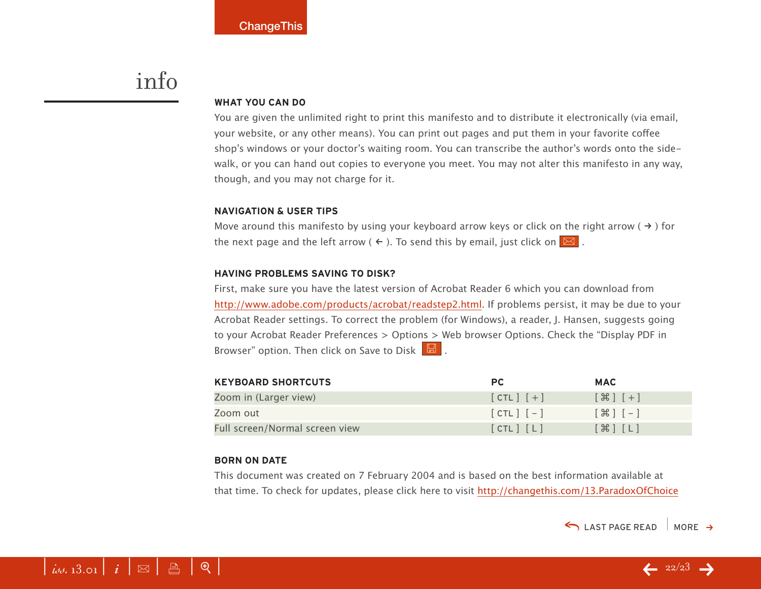# info

## WHAT YOU CAN DO

You are given the unlimited right to print this manifesto and to distribute it electronically (via email, your website, or any other means). You can print out pages and put them in your favorite coffee shop's windows or your doctor's waiting room. You can transcribe the author's words onto the side-walk, or you can hand out copies to everyone you meet. You may not alter this manifesto in any way, though, and you may not charge for it.

## NAVIGATION & USER TIPS

Move around this manifesto by using your keyboard arrow keys or click on the right arrow ( → ) for the next page and the left arrow ( ← ). To send this by email, just click on ✉ .

## HAVING PROBLEMS SAVING TO DISK?

First, make sure you have the latest version of Acrobat Reader 6 which you can download from http://www.adobe.com/products/acrobat/readstep2.html. If problems persist, it may be due to your Acrobat Reader settings. To correct the problem (for Windows), a reader, J. Hansen, suggests going to your Acrobat Reader Preferences > Options > Web browser Options. Check the "Display PDF in Browser" option. Then click on Save to Disk .

| KEYBOARD SHORTCUTS | PC | MAC |
|---|---|---|
| Zoom in (Larger view) | [ CTL ] [ + ] | [ ⌘ ] [ + ] |
| Zoom out | [ CTL ] [ - ] | [ ⌘ ] [ - ] |
| Full screen/Normal screen view | [ CTL ] [ L ] | [ ⌘ ] [ L ] |

## BORN ON DATE

This document was created on 7 February 2004 and is based on the best information available at that time. To check for updates, please click here to visit http://changethis.com/13.ParadoxOfChoice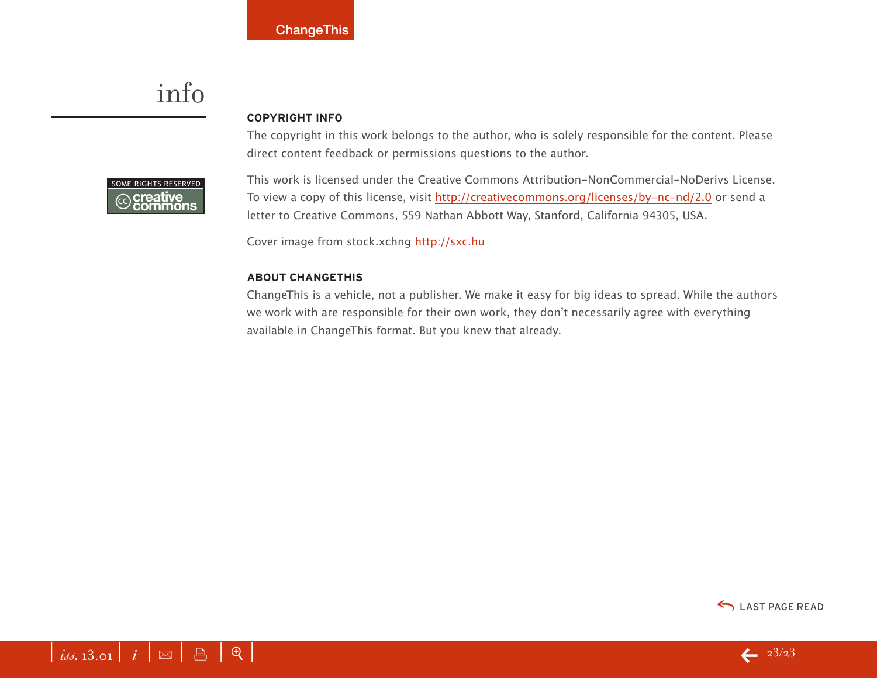# info

**COPYRIGHT INFO**

The copyright in this work belongs to the author, who is solely responsible for the content. Please direct content feedback or permissions questions to the author.

This work is licensed under the Creative Commons Attribution-NonCommercial-NoDerivs License. To view a copy of this license, visit http://creativecommons.org/licenses/by-nc-nd/2.0 or send a letter to Creative Commons, 559 Nathan Abbott Way, Stanford, California 94305, USA.

Cover image from stock.xchng http://sxc.hu

**ABOUT CHANGETHIS**

ChangeThis is a vehicle, not a publisher. We make it easy for big ideas to spread. While the authors we work with are responsible for their own work, they don't necessarily agree with everything available in ChangeThis format. But you knew that already.